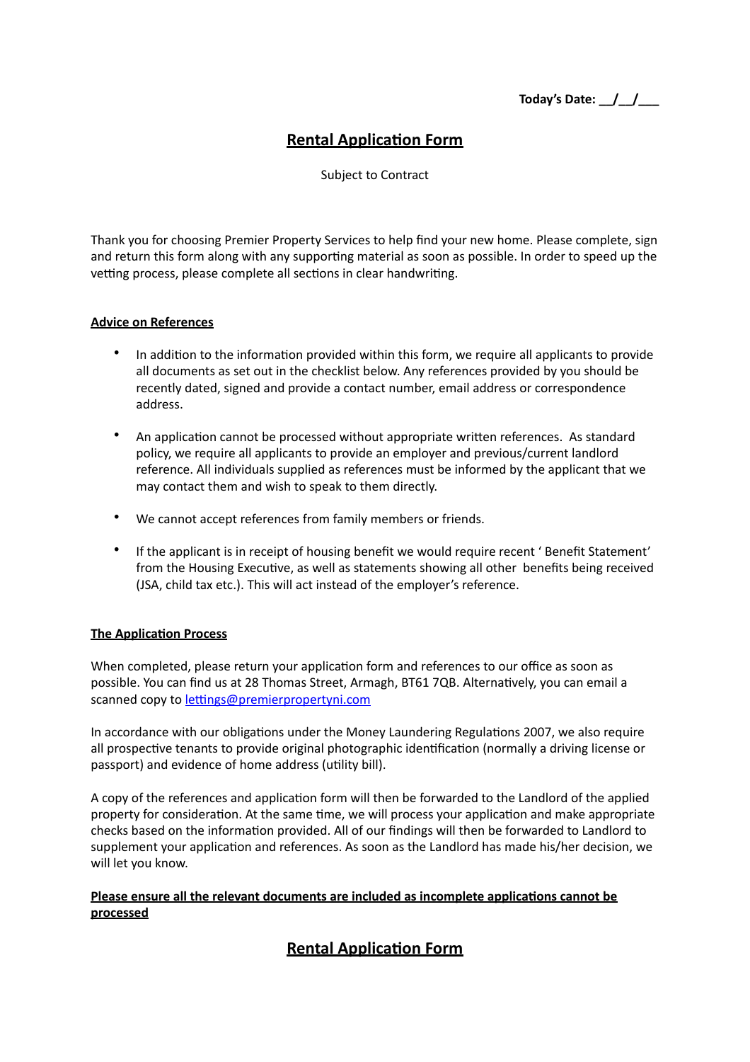**Today's Date: __/__/___**

# Rental Application Form

Subject to Contract

Thank you for choosing Premier Property Services to help find your new home. Please complete, sign and return this form along with any supporting material as soon as possible. In order to speed up the vetting process, please complete all sections in clear handwriting.

## Advice on References

- In addition to the information provided within this form, we require all applicants to provide all documents as set out in the checklist below. Any references provided by you should be recently dated, signed and provide a contact number, email address or correspondence address.
- An application cannot be processed without appropriate written references. As standard policy, we require all applicants to provide an employer and previous/current landlord reference. All individuals supplied as references must be informed by the applicant that we may contact them and wish to speak to them directly.
- We cannot accept references from family members or friends.
- If the applicant is in receipt of housing benefit we would require recent ' Benefit Statement' from the Housing Executive, as well as statements showing all other benefits being received (JSA, child tax etc.). This will act instead of the employer's reference.

## The Application Process

When completed, please return your application form and references to our office as soon as possible. You can find us at 28 Thomas Street, Armagh, BT61 7QB. Alternatively, you can email a scanned copy to lettings@premierpropertyni.com

In accordance with our obligations under the Money Laundering Regulations 2007, we also require all prospective tenants to provide original photographic identification (normally a driving license or passport) and evidence of home address (utility bill).

A copy of the references and application form will then be forwarded to the Landlord of the applied property for consideration. At the same time, we will process your application and make appropriate checks based on the information provided. All of our findings will then be forwarded to Landlord to supplement your application and references. As soon as the Landlord has made his/her decision, we will let you know.

**Please ensure all the relevant documents are included as incomplete applications cannot be processed**

# Rental Application Form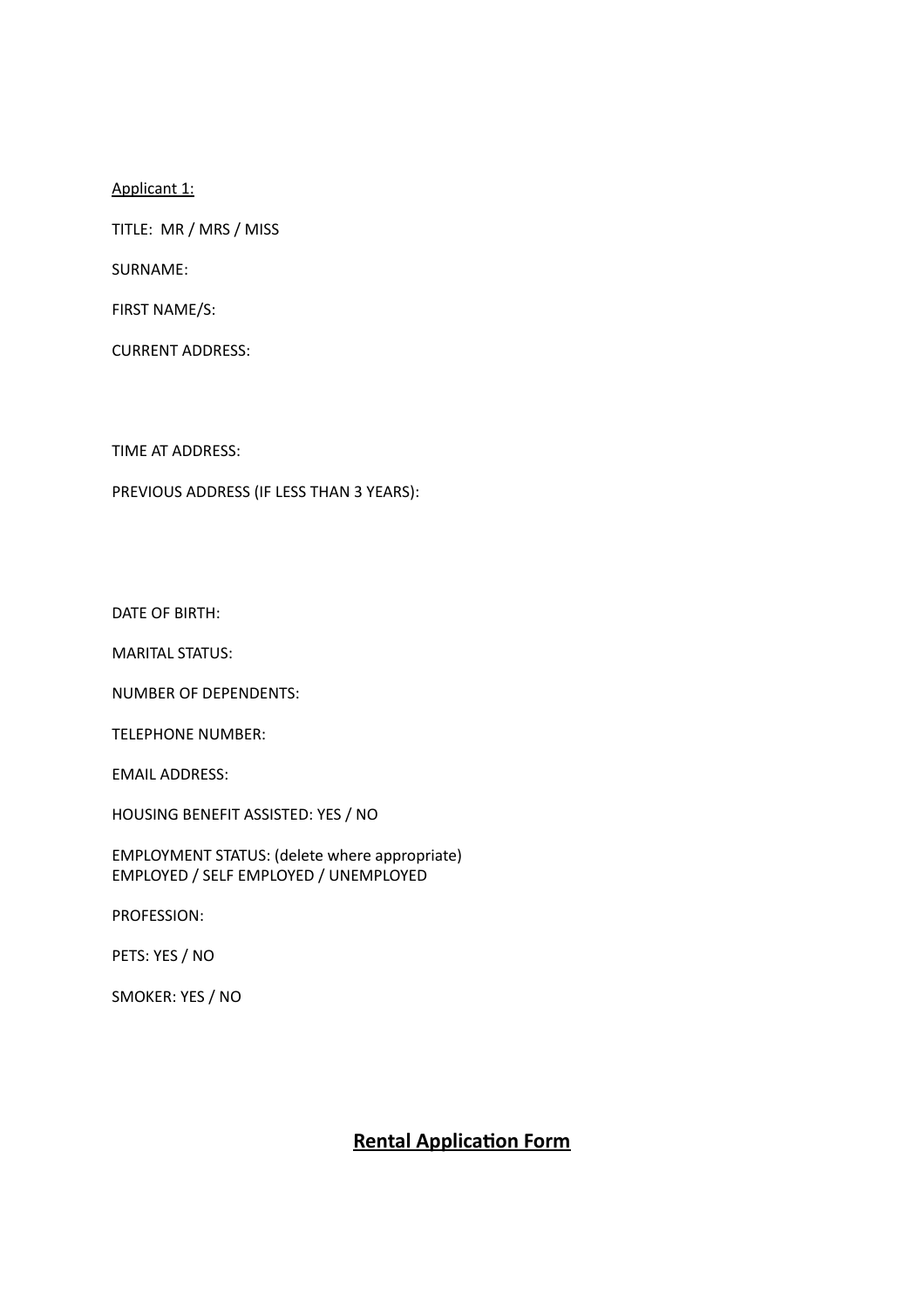Applicant 1:

TITLE: MR / MRS / MISS

SURNAME:

FIRST NAME/S:

CURRENT ADDRESS:

TIME AT ADDRESS:

PREVIOUS ADDRESS (IF LESS THAN 3 YEARS):

DATE OF BIRTH:

MARITAL STATUS:

NUMBER OF DEPENDENTS:

TELEPHONE NUMBER:

EMAIL ADDRESS:

HOUSING BENEFIT ASSISTED: YES / NO

EMPLOYMENT STATUS: (delete where appropriate)
EMPLOYED / SELF EMPLOYED / UNEMPLOYED

PROFESSION:

PETS: YES / NO

SMOKER: YES / NO

## **Rental Application Form**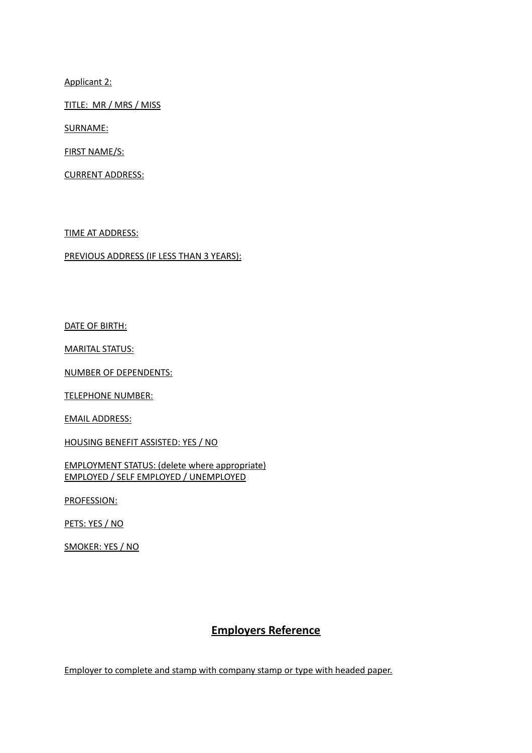Applicant 2:

TITLE: MR / MRS / MISS

SURNAME:

FIRST NAME/S:

CURRENT ADDRESS:

TIME AT ADDRESS:

PREVIOUS ADDRESS (IF LESS THAN 3 YEARS):

DATE OF BIRTH:

MARITAL STATUS:

NUMBER OF DEPENDENTS:

TELEPHONE NUMBER:

EMAIL ADDRESS:

HOUSING BENEFIT ASSISTED: YES / NO

EMPLOYMENT STATUS: (delete where appropriate)
EMPLOYED / SELF EMPLOYED / UNEMPLOYED

PROFESSION:

PETS: YES / NO

SMOKER: YES / NO

## Employers Reference

Employer to complete and stamp with company stamp or type with headed paper.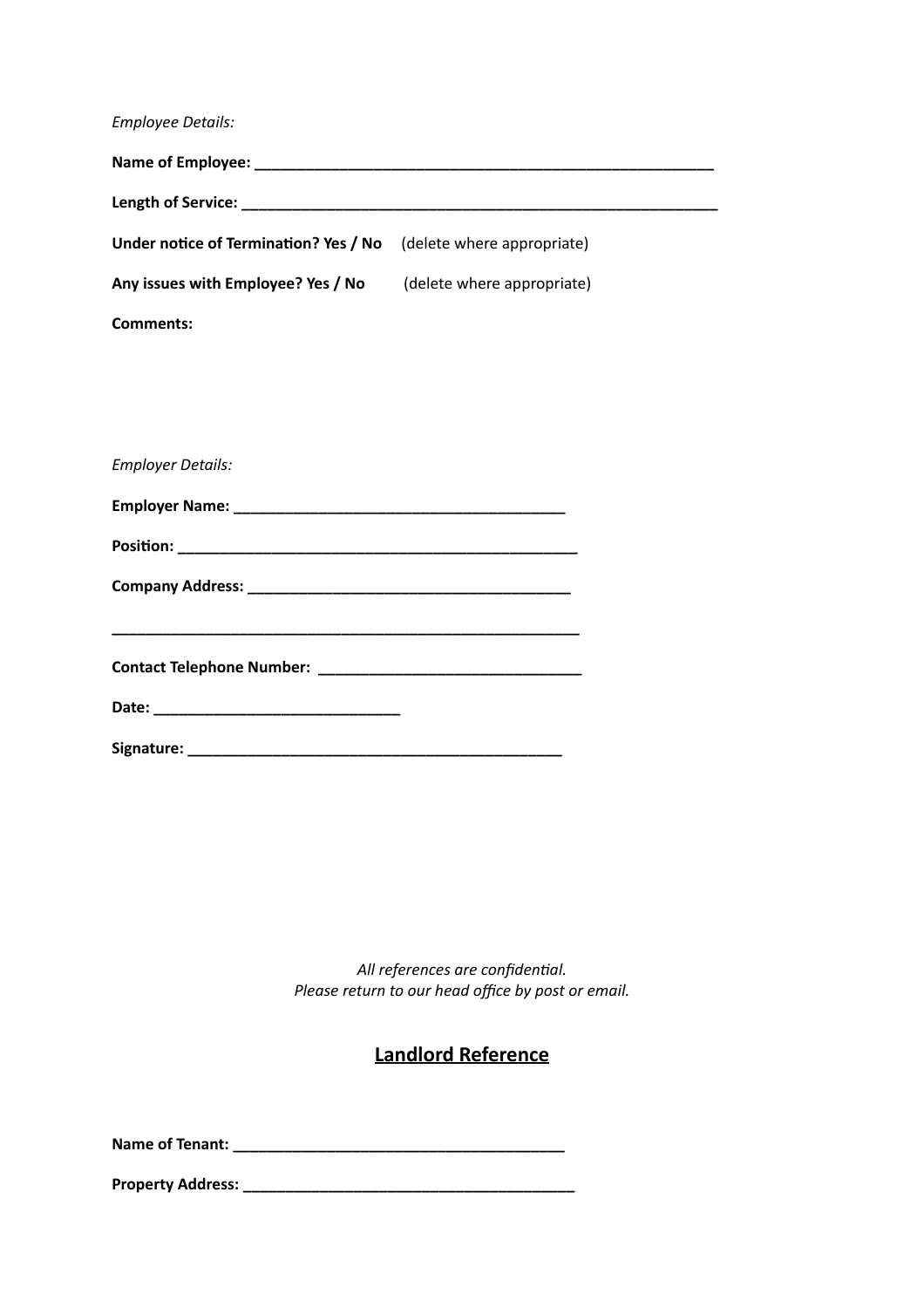*Employee Details:*

**Name of Employee: ________________________________________________________**

**Length of Service: __________________________________________________________**

**Under notice of Termination? Yes / No** (delete where appropriate)

**Any issues with Employee? Yes / No** (delete where appropriate)

**Comments:**

*Employer Details:*

**Employer Name: _______________________________________**

**Position: _______________________________________________**

**Company Address: ______________________________________**

**________________________________________________________**

**Contact Telephone Number: _______________________________**

**Date: _____________________________**

**Signature: ______________________________________________**

*All references are confidential.*
*Please return to our head office by post or email.*

## **Landlord Reference**

**Name of Tenant: _______________________________________**

**Property Address: _______________________________________**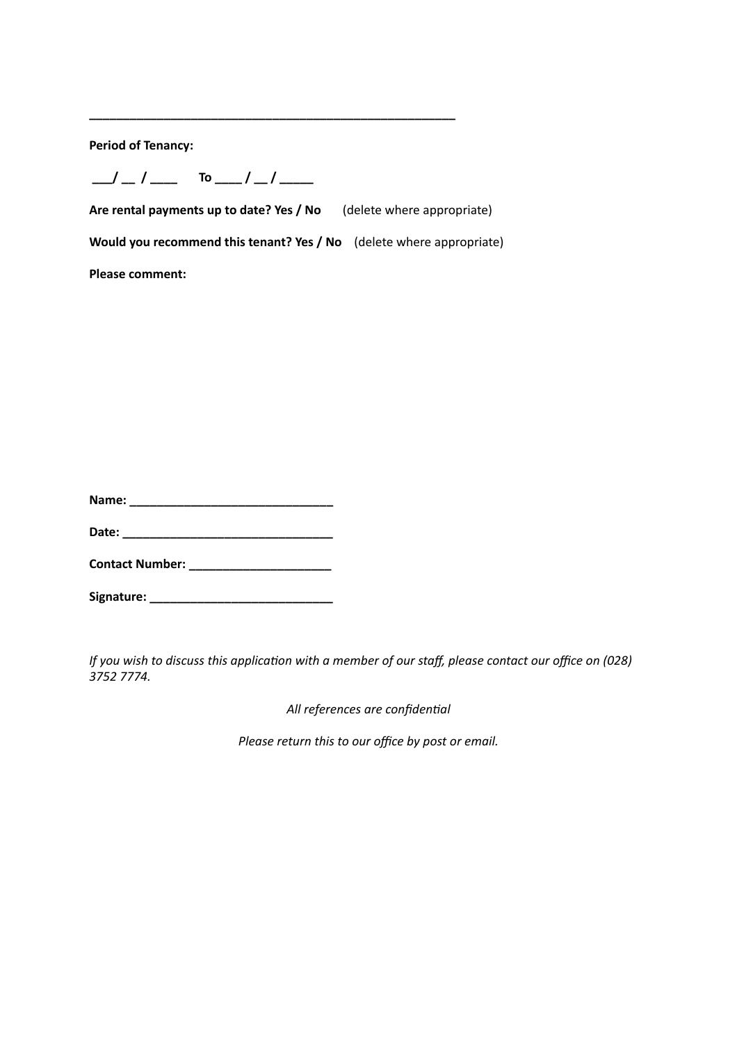_______________________________________________________

**Period of Tenancy:**

**___/ __ / ____ To ____ / __ / _____**

**Are rental payments up to date? Yes / No** (delete where appropriate)

**Would you recommend this tenant? Yes / No** (delete where appropriate)

**Please comment:**

**Name: ______________________________**

**Date: ________________________________**

**Contact Number: _____________________**

**Signature: ___________________________**

*If you wish to discuss this application with a member of our staff, please contact our office on (028) 3752 7774.*

*All references are confidential*

*Please return this to our office by post or email.*